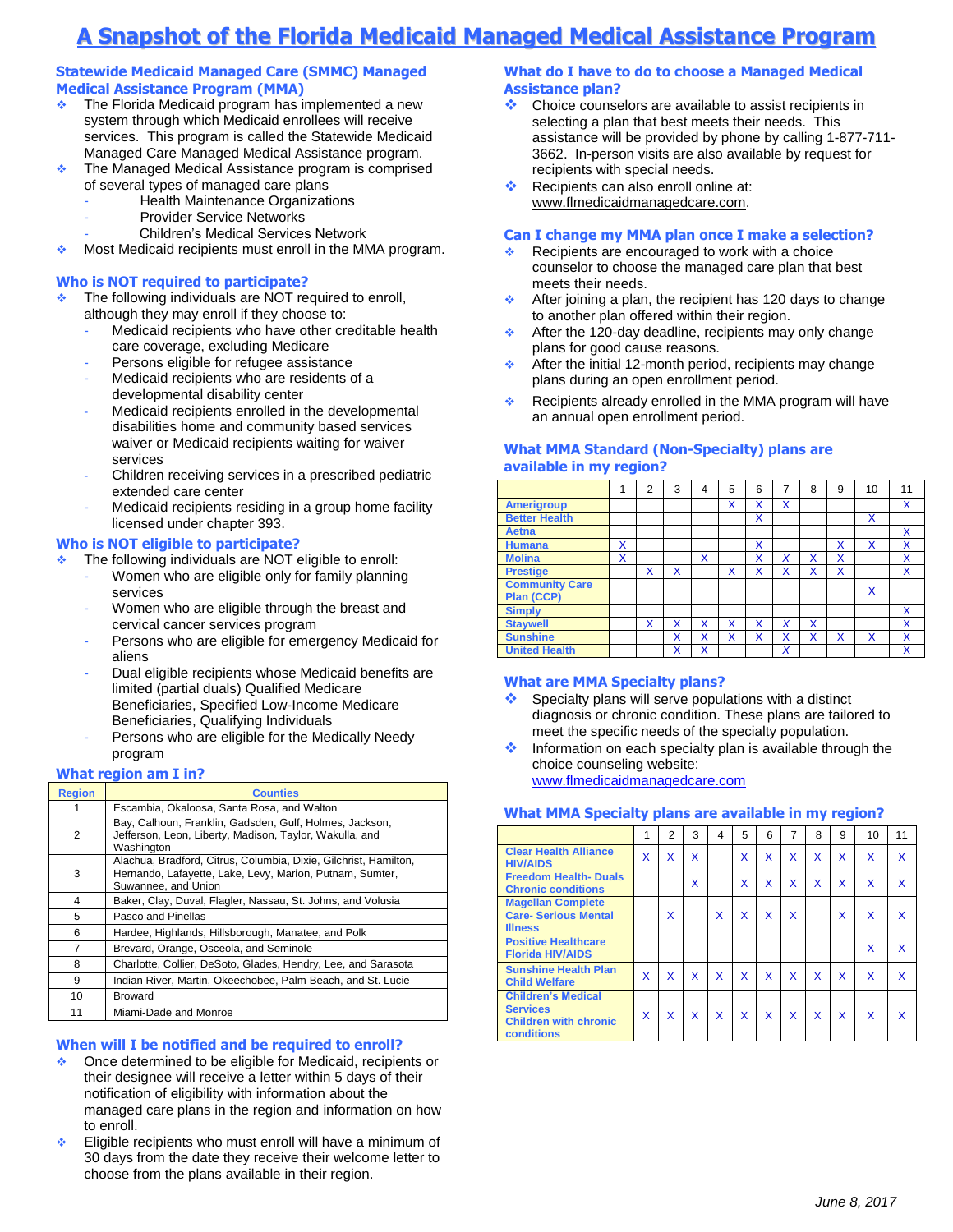# A Snapshot of the Florida Medicaid Managed Medical Assistance Program

## Statewide Medicaid Managed Care (SMMC) Managed Medical Assistance Program (MMA)

- The Florida Medicaid program has implemented a new system through which Medicaid enrollees will receive services. This program is called the Statewide Medicaid Managed Care Managed Medical Assistance program.
- The Managed Medical Assistance program is comprised of several types of managed care plans
  - Health Maintenance Organizations
  - Provider Service Networks
  - Children's Medical Services Network
- Most Medicaid recipients must enroll in the MMA program.

## Who is NOT required to participate?

- The following individuals are NOT required to enroll, although they may enroll if they choose to:
  - Medicaid recipients who have other creditable health care coverage, excluding Medicare
  - Persons eligible for refugee assistance
  - Medicaid recipients who are residents of a developmental disability center
  - Medicaid recipients enrolled in the developmental disabilities home and community based services waiver or Medicaid recipients waiting for waiver services
  - Children receiving services in a prescribed pediatric extended care center
  - Medicaid recipients residing in a group home facility licensed under chapter 393.

## Who is NOT eligible to participate?

- The following individuals are NOT eligible to enroll:
  - Women who are eligible only for family planning services
  - Women who are eligible through the breast and cervical cancer services program
  - Persons who are eligible for emergency Medicaid for aliens
  - Dual eligible recipients whose Medicaid benefits are limited (partial duals) Qualified Medicare Beneficiaries, Specified Low-Income Medicare Beneficiaries, Qualifying Individuals
  - Persons who are eligible for the Medically Needy program

## What region am I in?

| Region | Counties |
|---|---|
| 1 | Escambia, Okaloosa, Santa Rosa, and Walton |
| 2 | Bay, Calhoun, Franklin, Gadsden, Gulf, Holmes, Jackson, Jefferson, Leon, Liberty, Madison, Taylor, Wakulla, and Washington |
| 3 | Alachua, Bradford, Citrus, Columbia, Dixie, Gilchrist, Hamilton, Hernando, Lafayette, Lake, Levy, Marion, Putnam, Sumter, Suwannee, and Union |
| 4 | Baker, Clay, Duval, Flagler, Nassau, St. Johns, and Volusia |
| 5 | Pasco and Pinellas |
| 6 | Hardee, Highlands, Hillsborough, Manatee, and Polk |
| 7 | Brevard, Orange, Osceola, and Seminole |
| 8 | Charlotte, Collier, DeSoto, Glades, Hendry, Lee, and Sarasota |
| 9 | Indian River, Martin, Okeechobee, Palm Beach, and St. Lucie |
| 10 | Broward |
| 11 | Miami-Dade and Monroe |

## When will I be notified and be required to enroll?

- Once determined to be eligible for Medicaid, recipients or their designee will receive a letter within 5 days of their notification of eligibility with information about the managed care plans in the region and information on how to enroll.
- Eligible recipients who must enroll will have a minimum of 30 days from the date they receive their welcome letter to choose from the plans available in their region.

## What do I have to do to choose a Managed Medical Assistance plan?

- Choice counselors are available to assist recipients in selecting a plan that best meets their needs. This assistance will be provided by phone by calling 1-877-711-3662. In-person visits are also available by request for recipients with special needs.
- Recipients can also enroll online at: www.flmedicaidmanagedcare.com.

## Can I change my MMA plan once I make a selection?

- Recipients are encouraged to work with a choice counselor to choose the managed care plan that best meets their needs.
- After joining a plan, the recipient has 120 days to change to another plan offered within their region.
- After the 120-day deadline, recipients may only change plans for good cause reasons.
- After the initial 12-month period, recipients may change plans during an open enrollment period.
- Recipients already enrolled in the MMA program will have an annual open enrollment period.

## What MMA Standard (Non-Specialty) plans are available in my region?

| | 1 | 2 | 3 | 4 | 5 | 6 | 7 | 8 | 9 | 10 | 11 |
|---|---|---|---|---|---|---|---|---|---|---|---|
| Amerigroup | | | | | X | X | X | | | | X |
| Better Health | | | | | | X | | | | X | |
| Aetna | | | | | | | | | | | X |
| Humana | X | | | | | X | | | X | X | X |
| Molina | X | | | X | | X | X | X | X | | X |
| Prestige | | X | X | | X | X | X | X | X | | X |
| Community Care Plan (CCP) | | | | | | | | | | X | |
| Simply | | | | | | | | | | | X |
| Staywell | | X | X | X | X | X | X | X | | | X |
| Sunshine | | | X | X | X | X | X | X | X | X | X |
| United Health | | | X | X | | | X | | | | X |

## What are MMA Specialty plans?

- Specialty plans will serve populations with a distinct diagnosis or chronic condition. These plans are tailored to meet the specific needs of the specialty population.
- Information on each specialty plan is available through the choice counseling website: www.flmedicaidmanagedcare.com

## What MMA Specialty plans are available in my region?

| | 1 | 2 | 3 | 4 | 5 | 6 | 7 | 8 | 9 | 10 | 11 |
|---|---|---|---|---|---|---|---|---|---|---|---|
| Clear Health Alliance HIV/AIDS | X | X | X | | X | X | X | X | X | X | X |
| Freedom Health- Duals Chronic conditions | | | X | | X | X | X | X | X | X | X |
| Magellan Complete Care- Serious Mental Illness | | X | | X | X | X | X | | X | X | X |
| Positive Healthcare Florida HIV/AIDS | | | | | | | | | | X | X |
| Sunshine Health Plan Child Welfare | X | X | X | X | X | X | X | X | X | X | X |
| Children's Medical Services Children with chronic conditions | X | X | X | X | X | X | X | X | X | X | X |

*June 8, 2017*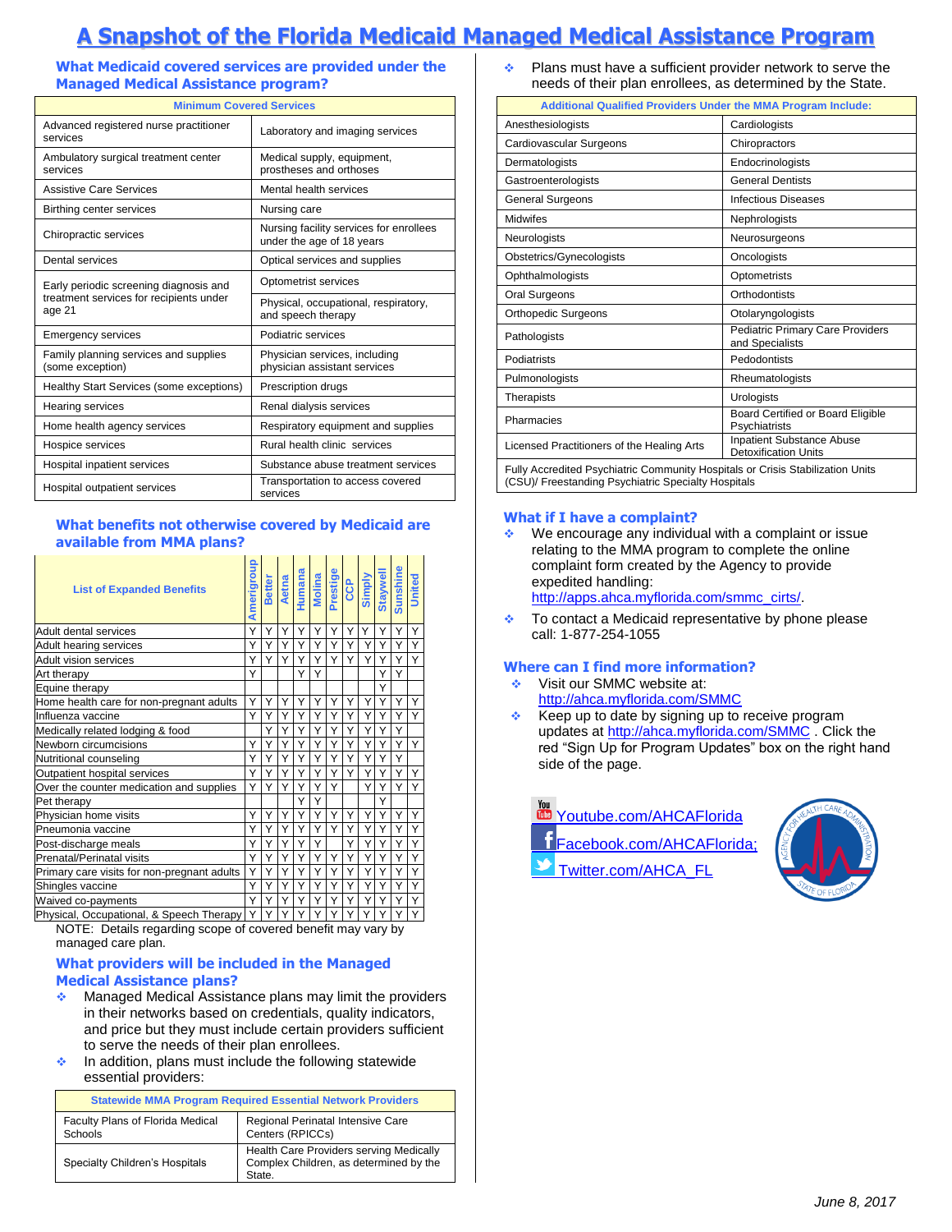# A Snapshot of the Florida Medicaid Managed Medical Assistance Program

## What Medicaid covered services are provided under the Managed Medical Assistance program?

| Minimum Covered Services | |
|---|---|
| Advanced registered nurse practitioner services | Laboratory and imaging services |
| Ambulatory surgical treatment center services | Medical supply, equipment, prostheses and orthoses |
| Assistive Care Services | Mental health services |
| Birthing center services | Nursing care |
| Chiropractic services | Nursing facility services for enrollees under the age of 18 years |
| Dental services | Optical services and supplies |
| Early periodic screening diagnosis and treatment services for recipients under age 21 | Optometrist services |
| | Physical, occupational, respiratory, and speech therapy |
| Emergency services | Podiatric services |
| Family planning services and supplies (some exception) | Physician services, including physician assistant services |
| Healthy Start Services (some exceptions) | Prescription drugs |
| Hearing services | Renal dialysis services |
| Home health agency services | Respiratory equipment and supplies |
| Hospice services | Rural health clinic services |
| Hospital inpatient services | Substance abuse treatment services |
| Hospital outpatient services | Transportation to access covered services |

## What benefits not otherwise covered by Medicaid are available from MMA plans?

| List of Expanded Benefits | Amerigroup | Better | Aetna | Humana | Molina | Prestige | CCP | Simply | Staywell | Sunshine | United |
|---|---|---|---|---|---|---|---|---|---|---|---|
| Adult dental services | Y | Y | Y | Y | Y | Y | Y | Y | Y | Y | Y |
| Adult hearing services | Y | Y | Y | Y | Y | Y | Y | Y | Y | Y | Y |
| Adult vision services | Y | Y | Y | Y | Y | Y | Y | Y | Y | Y | Y |
| Art therapy | Y | | | Y | Y | | | | Y | Y | |
| Equine therapy | | | | | | | | | Y | | |
| Home health care for non-pregnant adults | Y | Y | Y | Y | Y | Y | Y | Y | Y | Y | Y |
| Influenza vaccine | Y | Y | Y | Y | Y | Y | Y | Y | Y | Y | Y |
| Medically related lodging & food | | Y | Y | Y | Y | Y | Y | Y | Y | Y | |
| Newborn circumcisions | Y | Y | Y | Y | Y | Y | Y | Y | Y | Y | Y |
| Nutritional counseling | Y | Y | Y | Y | Y | Y | Y | Y | Y | Y | |
| Outpatient hospital services | Y | Y | Y | Y | Y | Y | Y | Y | Y | Y | Y |
| Over the counter medication and supplies | Y | Y | Y | Y | Y | Y | | Y | Y | Y | Y |
| Pet therapy | | | | Y | Y | | | | Y | | |
| Physician home visits | Y | Y | Y | Y | Y | Y | Y | Y | Y | Y | Y |
| Pneumonia vaccine | Y | Y | Y | Y | Y | Y | Y | Y | Y | Y | Y |
| Post-discharge meals | Y | Y | Y | Y | Y | | Y | Y | Y | Y | Y |
| Prenatal/Perinatal visits | Y | Y | Y | Y | Y | Y | Y | Y | Y | Y | Y |
| Primary care visits for non-pregnant adults | Y | Y | Y | Y | Y | Y | Y | Y | Y | Y | Y |
| Shingles vaccine | Y | Y | Y | Y | Y | Y | Y | Y | Y | Y | Y |
| Waived co-payments | Y | Y | Y | Y | Y | Y | Y | Y | Y | Y | Y |
| Physical, Occupational, & Speech Therapy | Y | Y | Y | Y | Y | Y | Y | Y | Y | Y | Y |

NOTE: Details regarding scope of covered benefit may vary by managed care plan.

## What providers will be included in the Managed Medical Assistance plans?

- Managed Medical Assistance plans may limit the providers in their networks based on credentials, quality indicators, and price but they must include certain providers sufficient to serve the needs of their plan enrollees.
- In addition, plans must include the following statewide essential providers:

| Statewide MMA Program Required Essential Network Providers | |
|---|---|
| Faculty Plans of Florida Medical Schools | Regional Perinatal Intensive Care Centers (RPICCs) |
| Specialty Children's Hospitals | Health Care Providers serving Medically Complex Children, as determined by the State. |

- Plans must have a sufficient provider network to serve the needs of their plan enrollees, as determined by the State.

| Additional Qualified Providers Under the MMA Program Include: | |
|---|---|
| Anesthesiologists | Cardiologists |
| Cardiovascular Surgeons | Chiropractors |
| Dermatologists | Endocrinologists |
| Gastroenterologists | General Dentists |
| General Surgeons | Infectious Diseases |
| Midwifes | Nephrologists |
| Neurologists | Neurosurgeons |
| Obstetrics/Gynecologists | Oncologists |
| Ophthalmologists | Optometrists |
| Oral Surgeons | Orthodontists |
| Orthopedic Surgeons | Otolaryngologists |
| Pathologists | Pediatric Primary Care Providers and Specialists |
| Podiatrists | Pedodontists |
| Pulmonologists | Rheumatologists |
| Therapists | Urologists |
| Pharmacies | Board Certified or Board Eligible Psychiatrists |
| Licensed Practitioners of the Healing Arts | Inpatient Substance Abuse Detoxification Units |
| Fully Accredited Psychiatric Community Hospitals or Crisis Stabilization Units (CSU)/ Freestanding Psychiatric Specialty Hospitals | |

## What if I have a complaint?

- We encourage any individual with a complaint or issue relating to the MMA program to complete the online complaint form created by the Agency to provide expedited handling: http://apps.ahca.myflorida.com/smmc_cirts/.
- To contact a Medicaid representative by phone please call: 1-877-254-1055

## Where can I find more information?

- Visit our SMMC website at: http://ahca.myflorida.com/SMMC
- Keep up to date by signing up to receive program updates at http://ahca.myflorida.com/SMMC . Click the red "Sign Up for Program Updates" box on the right hand side of the page.

Youtube.com/AHCAFlorida

Facebook.com/AHCAFlorida;

Twitter.com/AHCA_FL

*June 8, 2017*